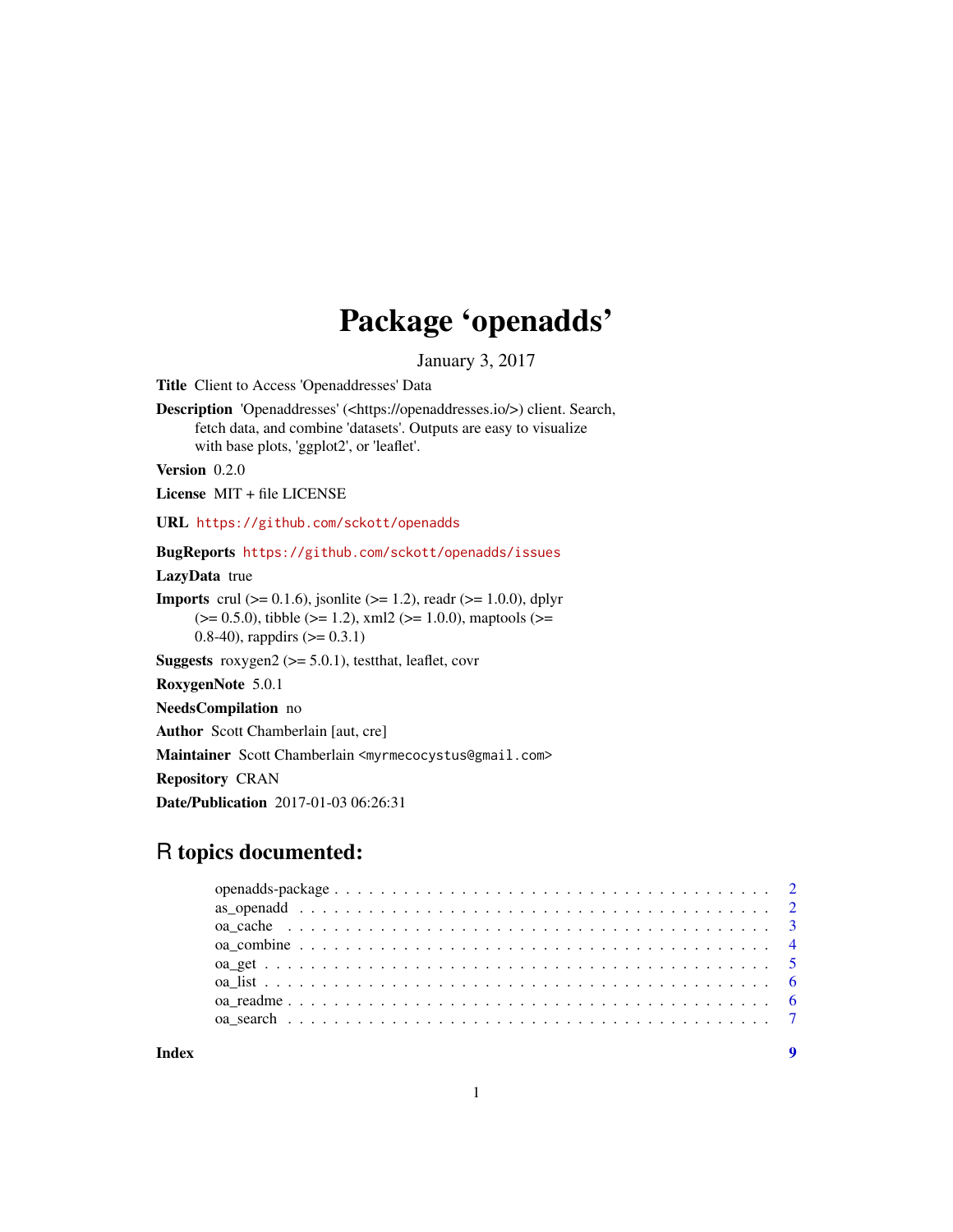# Package 'openadds'

January 3, 2017

**Title** Client to Access 'Openaddresses' Data

**Description** 'Openaddresses' (<https://openaddresses.io/>) client. Search, fetch data, and combine 'datasets'. Outputs are easy to visualize with base plots, 'ggplot2', or 'leaflet'.

**Version** 0.2.0

**License** MIT + file LICENSE

**URL** https://github.com/sckott/openadds

**BugReports** https://github.com/sckott/openadds/issues

**LazyData** true

**Imports** crul (>= 0.1.6), jsonlite (>= 1.2), readr (>= 1.0.0), dplyr (>= 0.5.0), tibble (>= 1.2), xml2 (>= 1.0.0), maptools (>= 0.8-40), rappdirs (>= 0.3.1)

**Suggests** roxygen2 (>= 5.0.1), testthat, leaflet, covr

**RoxygenNote** 5.0.1

**NeedsCompilation** no

**Author** Scott Chamberlain [aut, cre]

**Maintainer** Scott Chamberlain <myrmecocystus@gmail.com>

**Repository** CRAN

**Date/Publication** 2017-01-03 06:26:31

## R topics documented:

| | |
|---|---|
| openadds-package | 2 |
| as_openadd | 2 |
| oa_cache | 3 |
| oa_combine | 4 |
| oa_get | 5 |
| oa_list | 6 |
| oa_readme | 6 |
| oa_search | 7 |
| **Index** | **9** |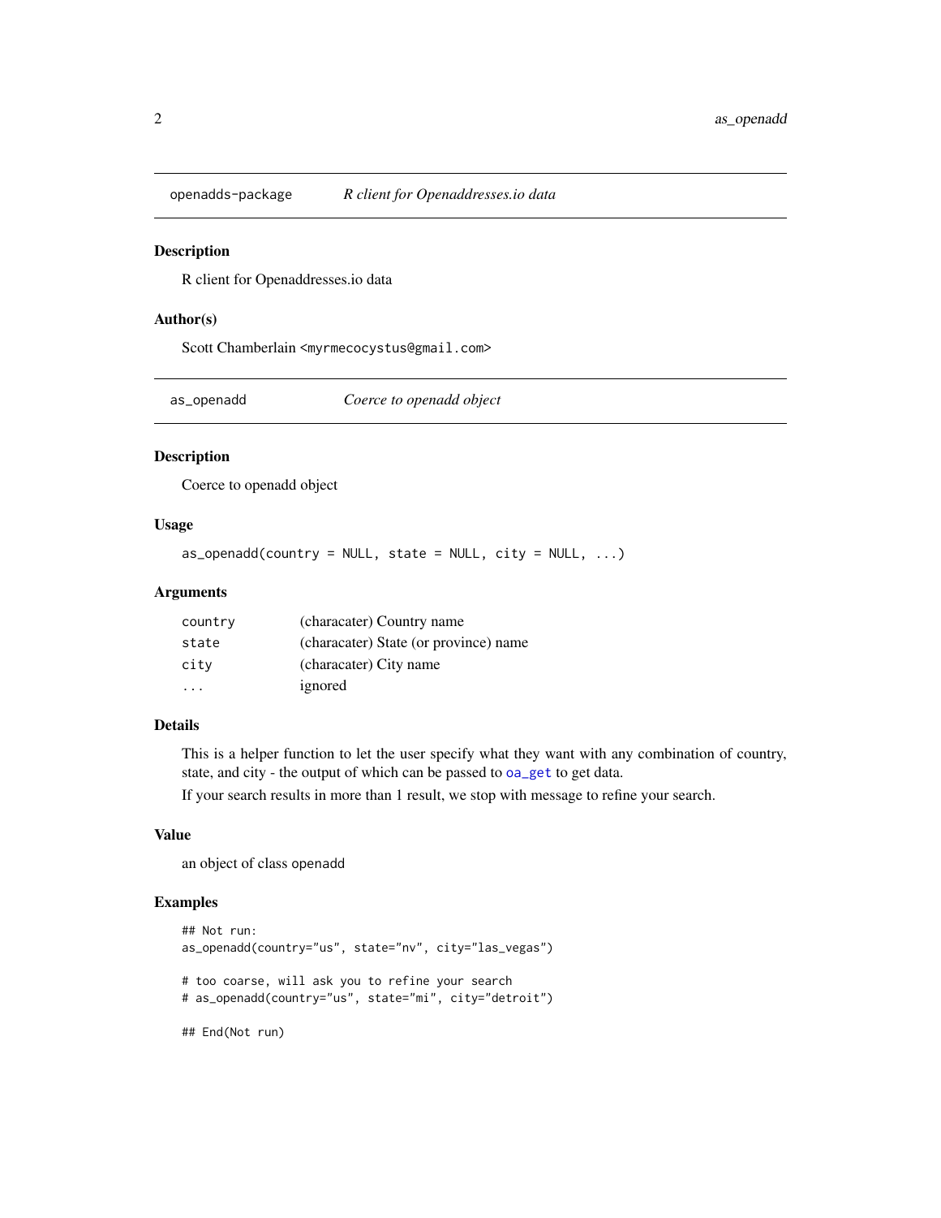## openadds-package — *R client for Openaddresses.io data*

### Description

R client for Openaddresses.io data

### Author(s)

Scott Chamberlain <myrmecocystus@gmail.com>

## as_openadd — *Coerce to openadd object*

### Description

Coerce to openadd object

### Usage

```
as_openadd(country = NULL, state = NULL, city = NULL, ...)
```

### Arguments

| | |
|---|---|
| country | (characater) Country name |
| state | (characater) State (or province) name |
| city | (characater) City name |
| ... | ignored |

### Details

This is a helper function to let the user specify what they want with any combination of country, state, and city - the output of which can be passed to oa_get to get data.

If your search results in more than 1 result, we stop with message to refine your search.

### Value

an object of class openadd

### Examples

```
## Not run:
as_openadd(country="us", state="nv", city="las_vegas")

# too coarse, will ask you to refine your search
# as_openadd(country="us", state="mi", city="detroit")

## End(Not run)
```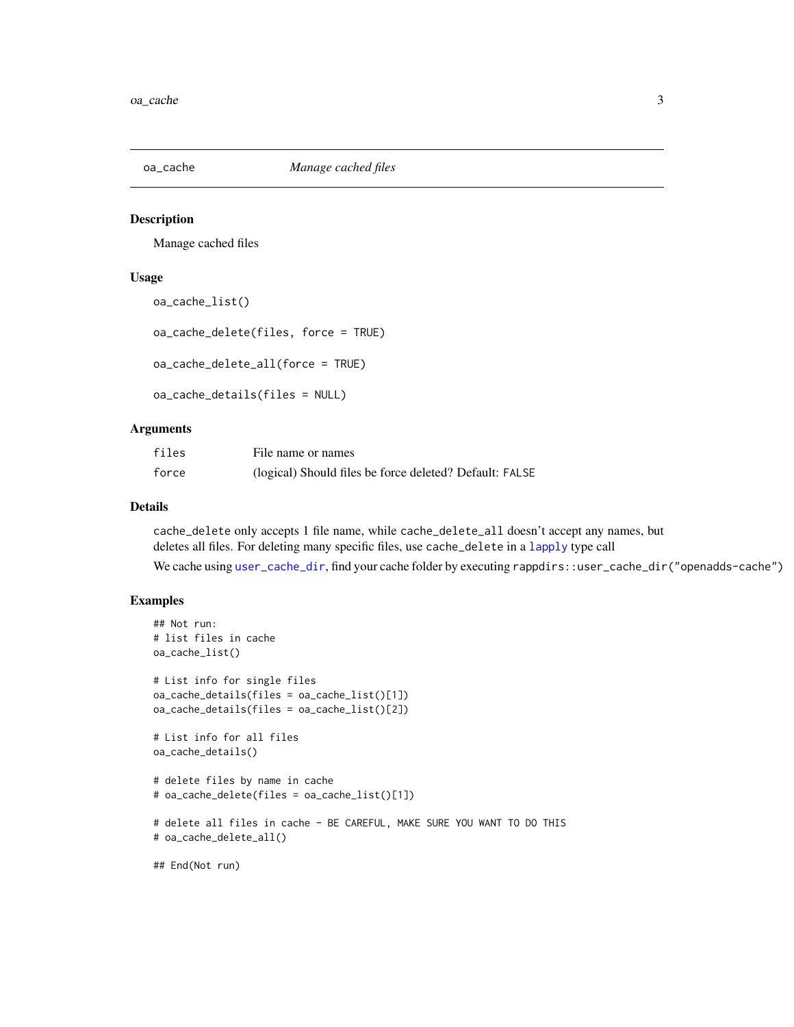## oa_cache — *Manage cached files*

### Description

Manage cached files

### Usage

```
oa_cache_list()

oa_cache_delete(files, force = TRUE)

oa_cache_delete_all(force = TRUE)

oa_cache_details(files = NULL)
```

### Arguments

| | |
|---|---|
| files | File name or names |
| force | (logical) Should files be force deleted? Default: `FALSE` |

### Details

`cache_delete` only accepts 1 file name, while `cache_delete_all` doesn't accept any names, but deletes all files. For deleting many specific files, use `cache_delete` in a `lapply` type call

We cache using `user_cache_dir`, find your cache folder by executing `rappdirs::user_cache_dir("openadds-cache")`

### Examples

```
## Not run:
# list files in cache
oa_cache_list()

# List info for single files
oa_cache_details(files = oa_cache_list()[1])
oa_cache_details(files = oa_cache_list()[2])

# List info for all files
oa_cache_details()

# delete files by name in cache
# oa_cache_delete(files = oa_cache_list()[1])

# delete all files in cache - BE CAREFUL, MAKE SURE YOU WANT TO DO THIS
# oa_cache_delete_all()

## End(Not run)
```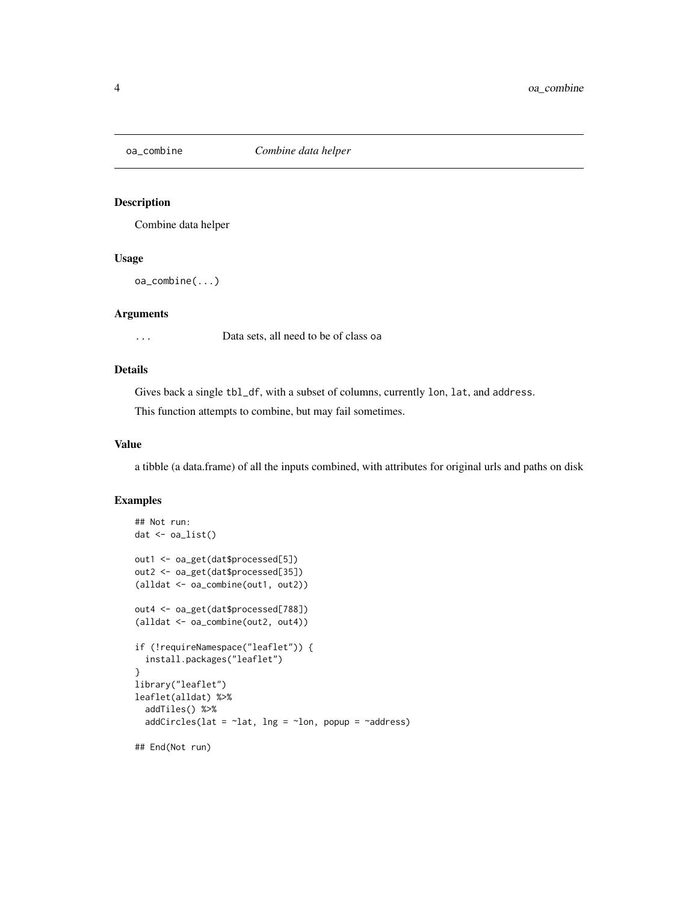## oa_combine *Combine data helper*

### Description

Combine data helper

### Usage

```
oa_combine(...)
```

### Arguments

... Data sets, all need to be of class `oa`

### Details

Gives back a single `tbl_df`, with a subset of columns, currently `lon`, `lat`, and `address`.

This function attempts to combine, but may fail sometimes.

### Value

a tibble (a data.frame) of all the inputs combined, with attributes for original urls and paths on disk

### Examples

```
## Not run:
dat <- oa_list()

out1 <- oa_get(dat$processed[5])
out2 <- oa_get(dat$processed[35])
(alldat <- oa_combine(out1, out2))

out4 <- oa_get(dat$processed[788])
(alldat <- oa_combine(out2, out4))

if (!requireNamespace("leaflet")) {
  install.packages("leaflet")
}
library("leaflet")
leaflet(alldat) %>%
  addTiles() %>%
  addCircles(lat = ~lat, lng = ~lon, popup = ~address)

## End(Not run)
```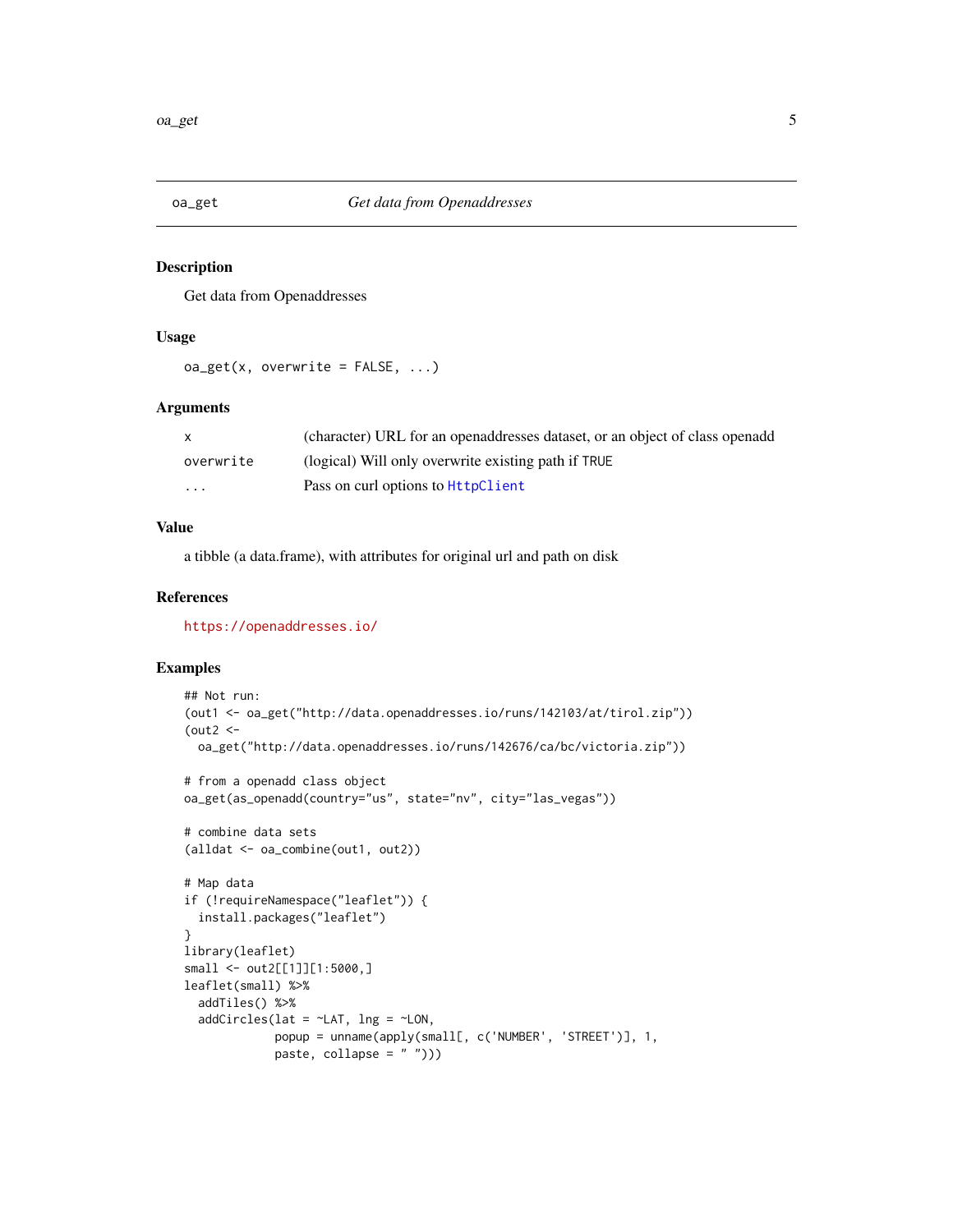## oa_get — *Get data from Openaddresses*

### Description

Get data from Openaddresses

### Usage

```
oa_get(x, overwrite = FALSE, ...)
```

### Arguments

| Argument | Description |
| --- | --- |
| `x` | (character) URL for an openaddresses dataset, or an object of class openadd |
| `overwrite` | (logical) Will only overwrite existing path if `TRUE` |
| `...` | Pass on curl options to `HttpClient` |

### Value

a tibble (a data.frame), with attributes for original url and path on disk

### References

https://openaddresses.io/

### Examples

```
## Not run:
(out1 <- oa_get("http://data.openaddresses.io/runs/142103/at/tirol.zip"))
(out2 <-
  oa_get("http://data.openaddresses.io/runs/142676/ca/bc/victoria.zip"))

# from a openadd class object
oa_get(as_openadd(country="us", state="nv", city="las_vegas"))

# combine data sets
(alldat <- oa_combine(out1, out2))

# Map data
if (!requireNamespace("leaflet")) {
  install.packages("leaflet")
}
library(leaflet)
small <- out2[[1]][1:5000,]
leaflet(small) %>%
  addTiles() %>%
  addCircles(lat = ~LAT, lng = ~LON,
             popup = unname(apply(small[, c('NUMBER', 'STREET')], 1,
             paste, collapse = " ")))
```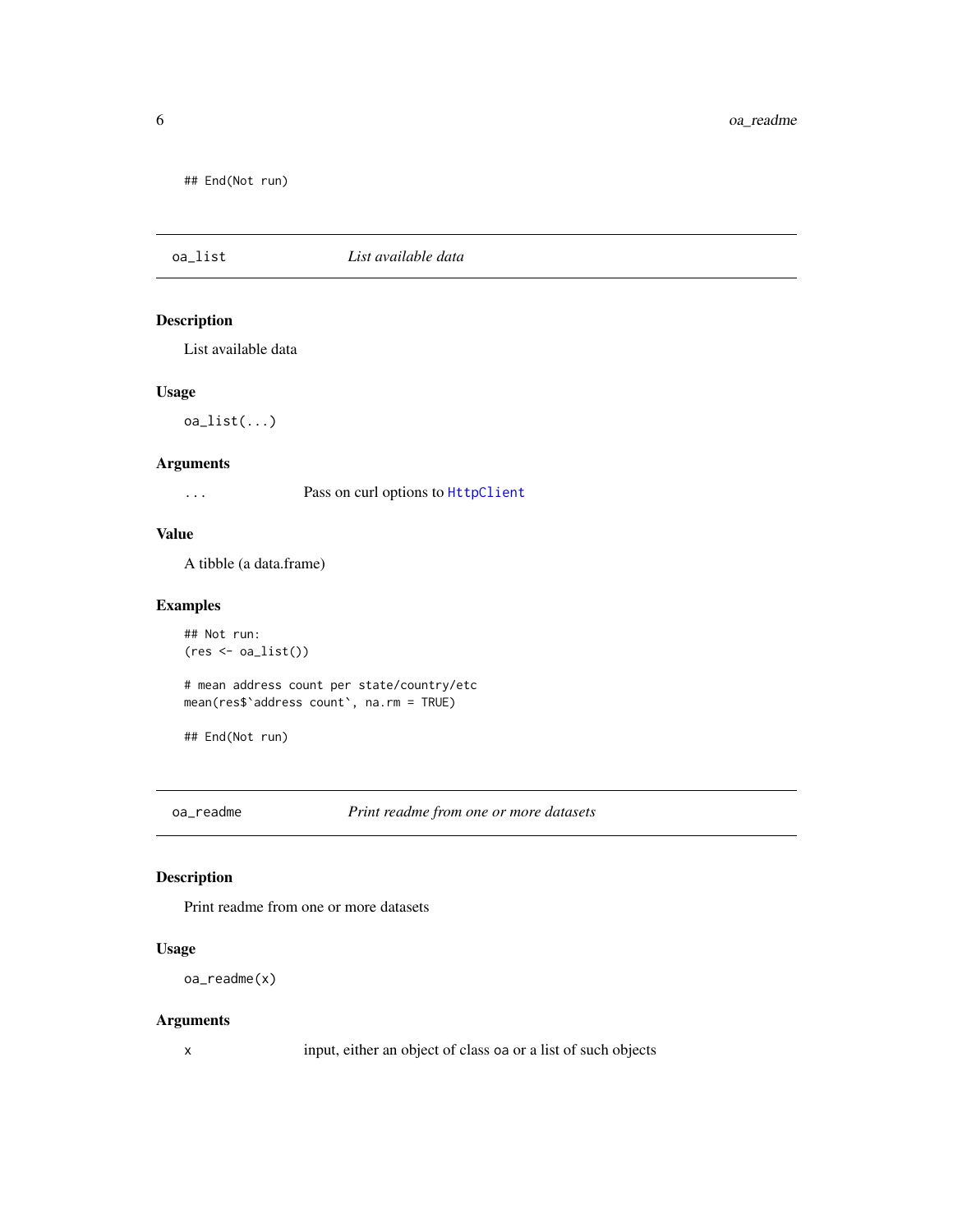```
## End(Not run)
```

## oa_list — *List available data*

### Description

List available data

### Usage

```
oa_list(...)
```

### Arguments

| | |
|---|---|
| ... | Pass on curl options to HttpClient |

### Value

A tibble (a data.frame)

### Examples

```
## Not run:
(res <- oa_list())

# mean address count per state/country/etc
mean(res$`address count`, na.rm = TRUE)

## End(Not run)
```

## oa_readme — *Print readme from one or more datasets*

### Description

Print readme from one or more datasets

### Usage

```
oa_readme(x)
```

### Arguments

| | |
|---|---|
| x | input, either an object of class oa or a list of such objects |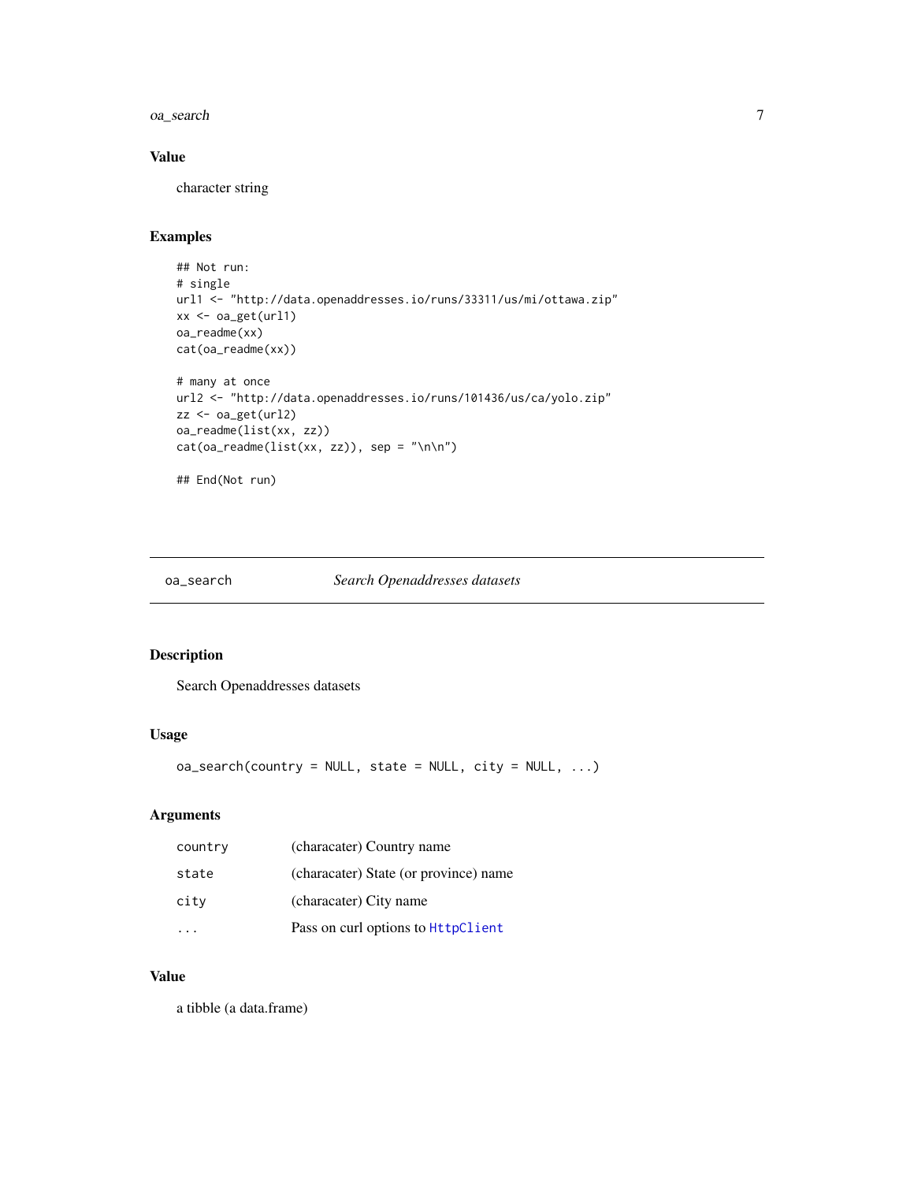### Value

character string

### Examples

```
## Not run:
# single
url1 <- "http://data.openaddresses.io/runs/33311/us/mi/ottawa.zip"
xx <- oa_get(url1)
oa_readme(xx)
cat(oa_readme(xx))

# many at once
url2 <- "http://data.openaddresses.io/runs/101436/us/ca/yolo.zip"
zz <- oa_get(url2)
oa_readme(list(xx, zz))
cat(oa_readme(list(xx, zz)), sep = "\n\n")

## End(Not run)
```

---

## oa_search — *Search Openaddresses datasets*

### Description

Search Openaddresses datasets

### Usage

```
oa_search(country = NULL, state = NULL, city = NULL, ...)
```

### Arguments

| | |
|---|---|
| `country` | (characater) Country name |
| `state` | (characater) State (or province) name |
| `city` | (characater) City name |
| `...` | Pass on curl options to `HttpClient` |

### Value

a tibble (a data.frame)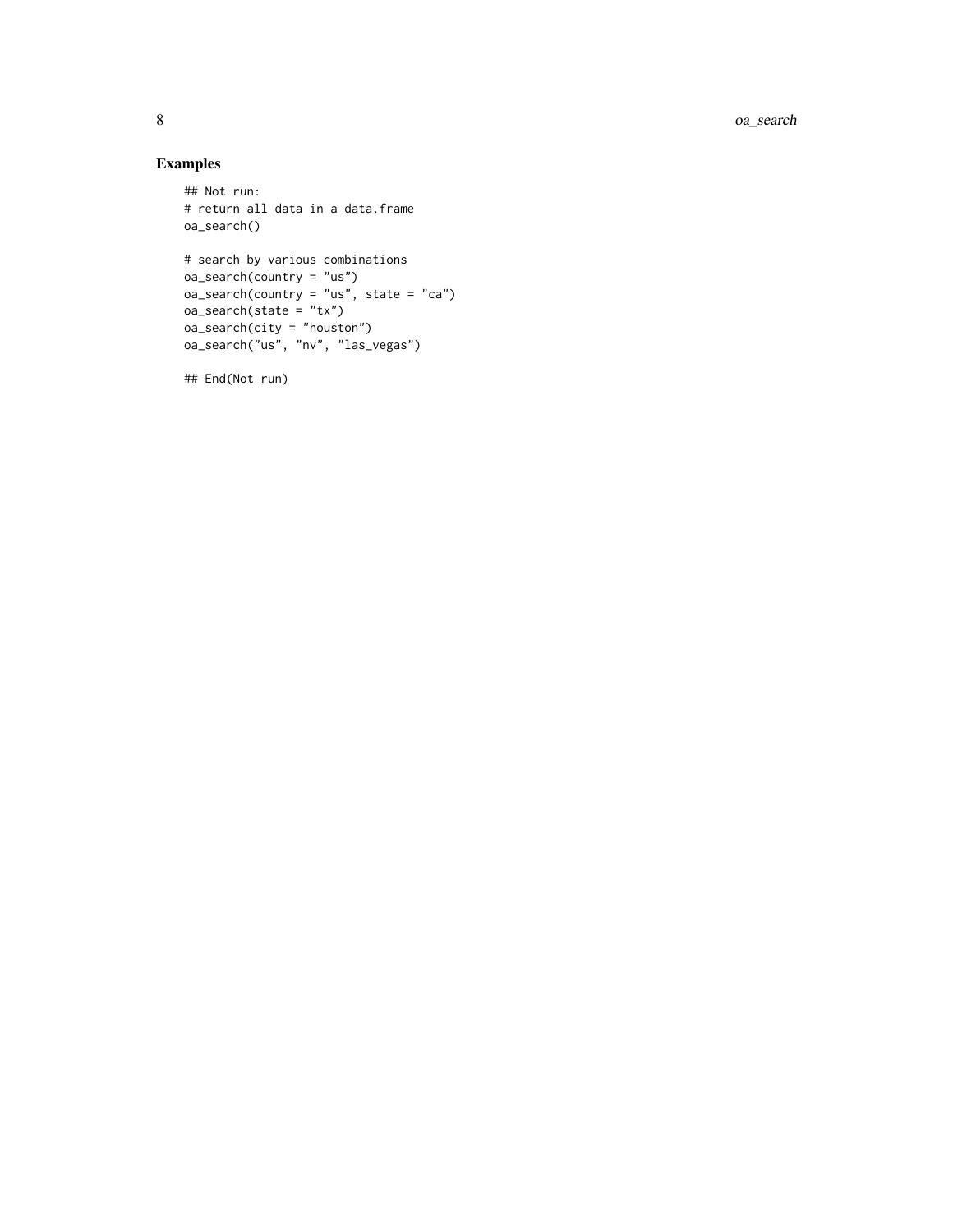## Examples

```
## Not run:
# return all data in a data.frame
oa_search()

# search by various combinations
oa_search(country = "us")
oa_search(country = "us", state = "ca")
oa_search(state = "tx")
oa_search(city = "houston")
oa_search("us", "nv", "las_vegas")

## End(Not run)
```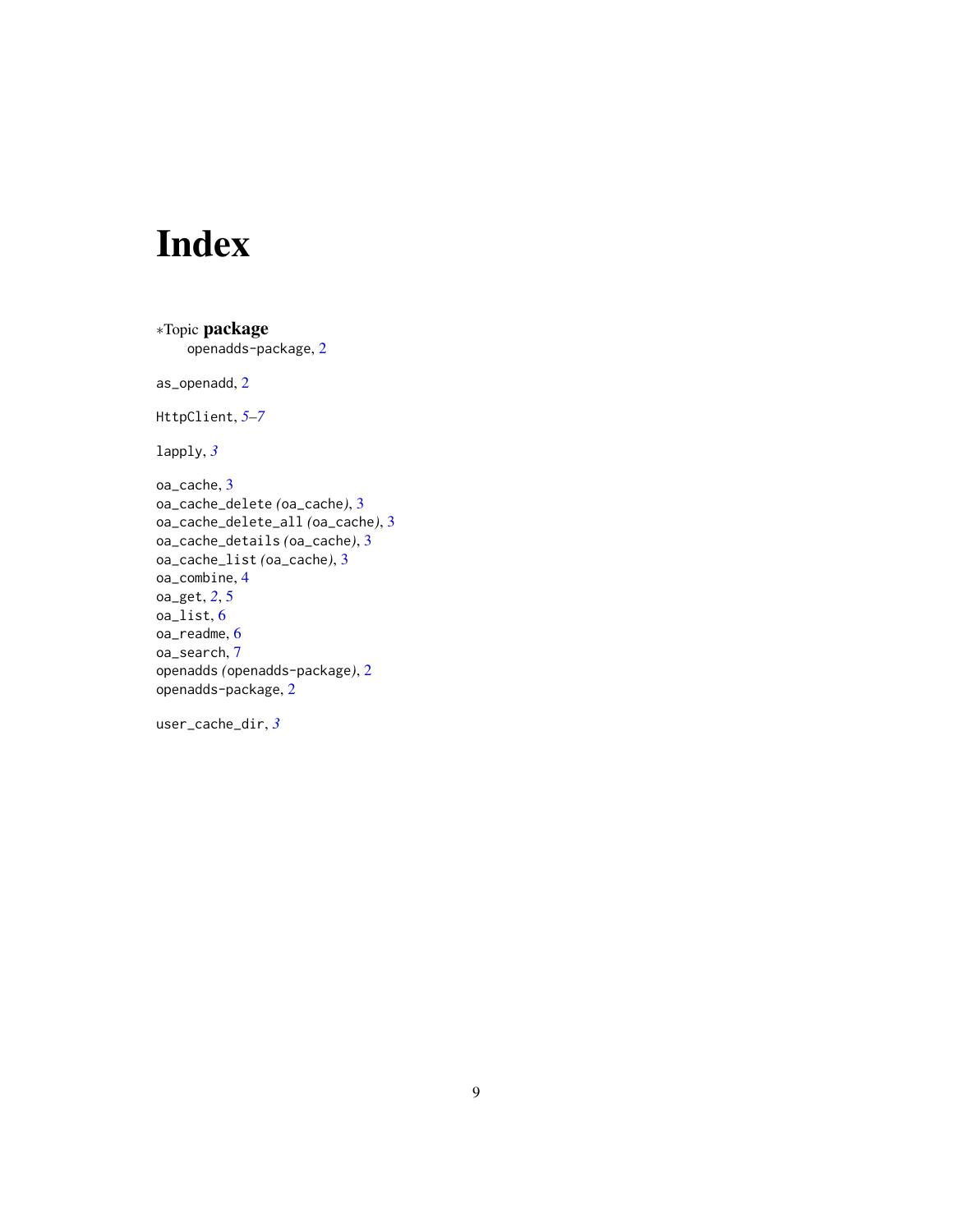# Index

*Topic **package**
  openadds-package, 2

as_openadd, 2

HttpClient, *5–7*

lapply, *3*

oa_cache, 3
oa_cache_delete *(oa_cache)*, 3
oa_cache_delete_all *(oa_cache)*, 3
oa_cache_details *(oa_cache)*, 3
oa_cache_list *(oa_cache)*, 3
oa_combine, 4
oa_get, *2*, 5
oa_list, 6
oa_readme, 6
oa_search, 7
openadds *(openadds-package)*, 2
openadds-package, 2

user_cache_dir, *3*